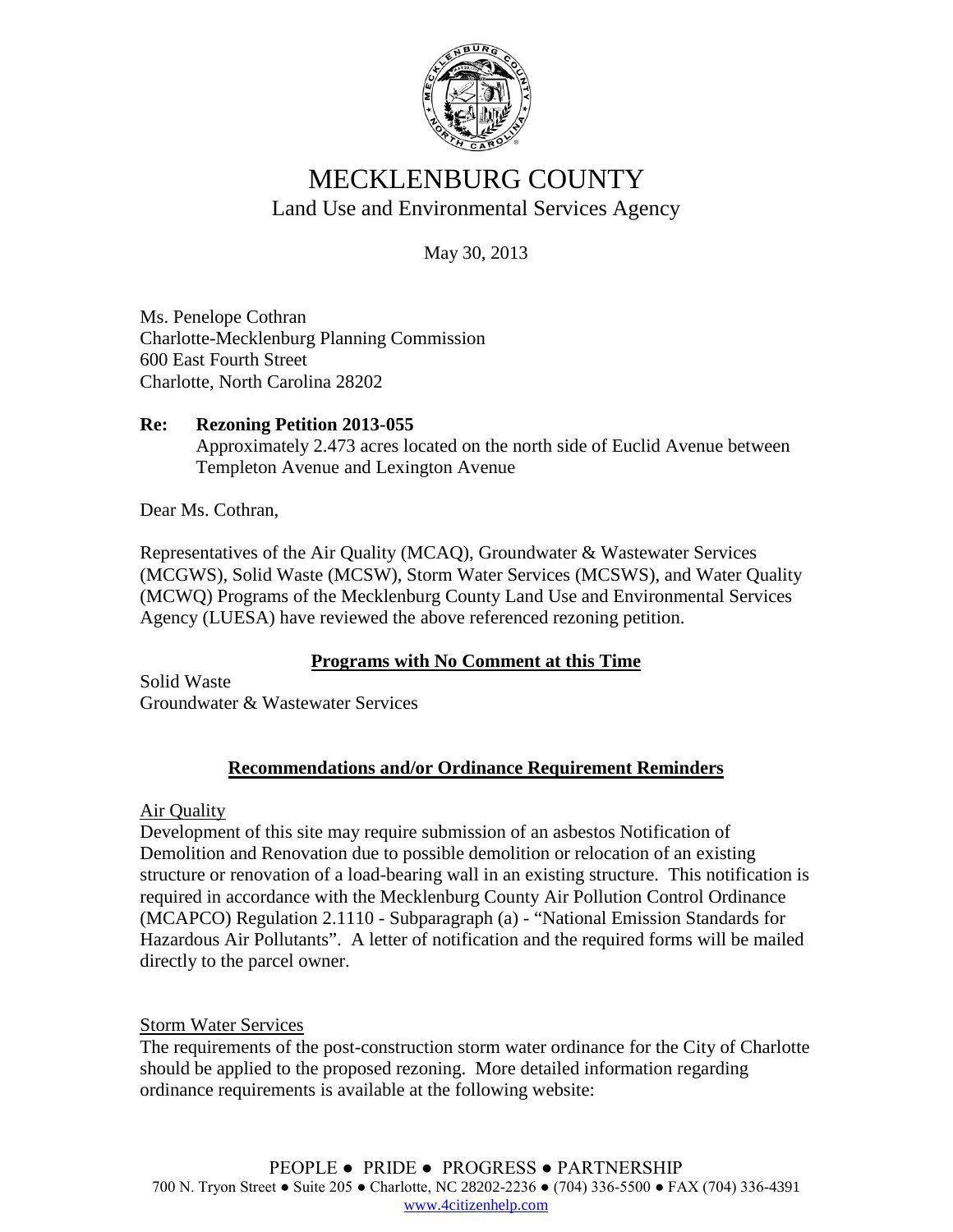# MECKLENBURG COUNTY

## Land Use and Environmental Services Agency

May 30, 2013

Ms. Penelope Cothran
Charlotte-Mecklenburg Planning Commission
600 East Fourth Street
Charlotte, North Carolina 28202

**Re: Rezoning Petition 2013-055**
Approximately 2.473 acres located on the north side of Euclid Avenue between Templeton Avenue and Lexington Avenue

Dear Ms. Cothran,

Representatives of the Air Quality (MCAQ), Groundwater & Wastewater Services (MCGWS), Solid Waste (MCSW), Storm Water Services (MCSWS), and Water Quality (MCWQ) Programs of the Mecklenburg County Land Use and Environmental Services Agency (LUESA) have reviewed the above referenced rezoning petition.

**<u>Programs with No Comment at this Time</u>**

Solid Waste
Groundwater & Wastewater Services

**<u>Recommendations and/or Ordinance Requirement Reminders</u>**

<u>Air Quality</u>
Development of this site may require submission of an asbestos Notification of Demolition and Renovation due to possible demolition or relocation of an existing structure or renovation of a load-bearing wall in an existing structure. This notification is required in accordance with the Mecklenburg County Air Pollution Control Ordinance (MCAPCO) Regulation 2.1110 - Subparagraph (a) - "National Emission Standards for Hazardous Air Pollutants". A letter of notification and the required forms will be mailed directly to the parcel owner.

<u>Storm Water Services</u>
The requirements of the post-construction storm water ordinance for the City of Charlotte should be applied to the proposed rezoning. More detailed information regarding ordinance requirements is available at the following website:

PEOPLE ● PRIDE ● PROGRESS ● PARTNERSHIP
700 N. Tryon Street ● Suite 205 ● Charlotte, NC 28202-2236 ● (704) 336-5500 ● FAX (704) 336-4391
www.4citizenhelp.com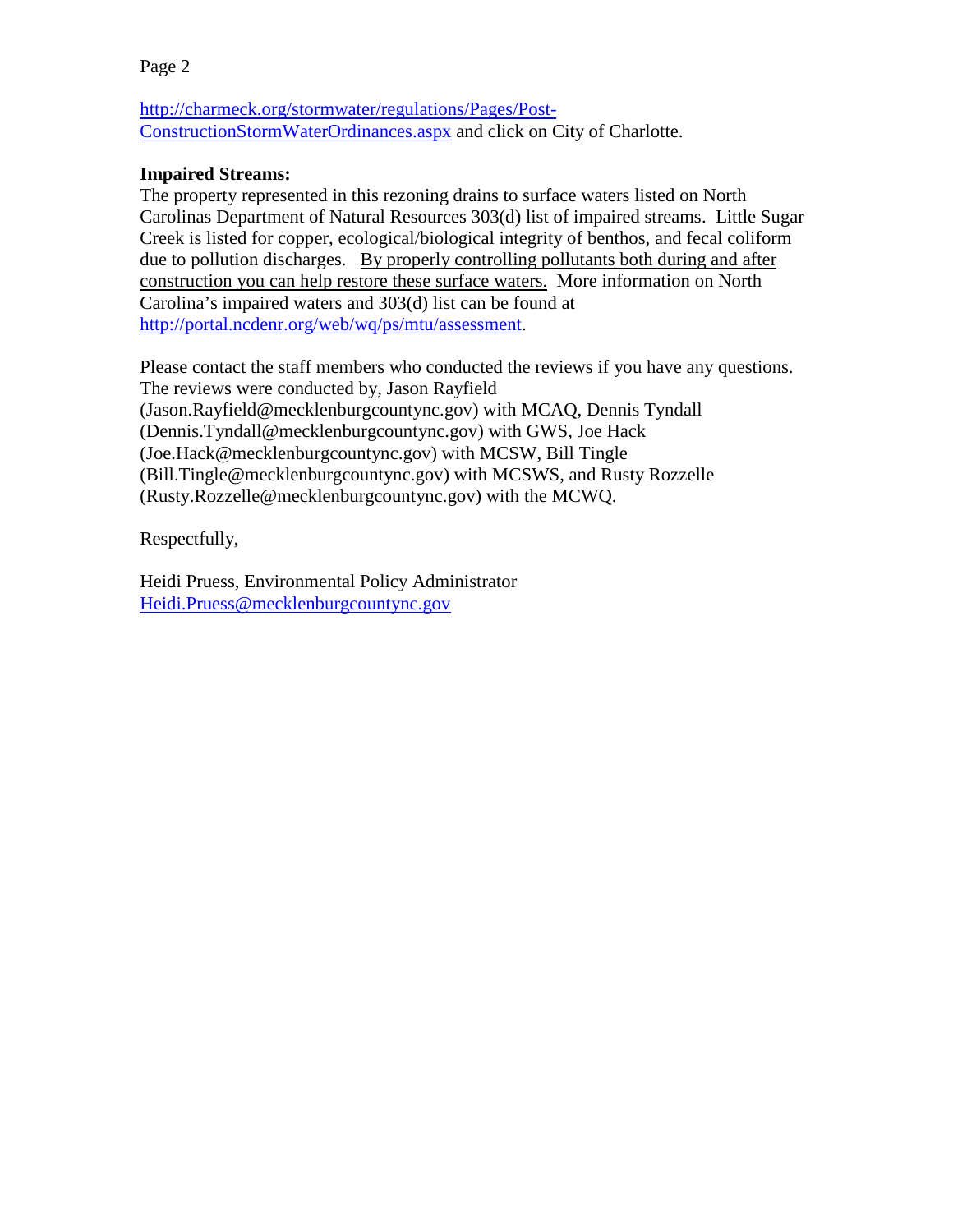http://charmeck.org/stormwater/regulations/Pages/Post-ConstructionStormWaterOrdinances.aspx and click on City of Charlotte.

**Impaired Streams:**

The property represented in this rezoning drains to surface waters listed on North Carolinas Department of Natural Resources 303(d) list of impaired streams. Little Sugar Creek is listed for copper, ecological/biological integrity of benthos, and fecal coliform due to pollution discharges. By properly controlling pollutants both during and after construction you can help restore these surface waters. More information on North Carolina's impaired waters and 303(d) list can be found at http://portal.ncdenr.org/web/wq/ps/mtu/assessment.

Please contact the staff members who conducted the reviews if you have any questions. The reviews were conducted by, Jason Rayfield (Jason.Rayfield@mecklenburgcountync.gov) with MCAQ, Dennis Tyndall (Dennis.Tyndall@mecklenburgcountync.gov) with GWS, Joe Hack (Joe.Hack@mecklenburgcountync.gov) with MCSW, Bill Tingle (Bill.Tingle@mecklenburgcountync.gov) with MCSWS, and Rusty Rozzelle (Rusty.Rozzelle@mecklenburgcountync.gov) with the MCWQ.

Respectfully,

Heidi Pruess, Environmental Policy Administrator
Heidi.Pruess@mecklenburgcountync.gov